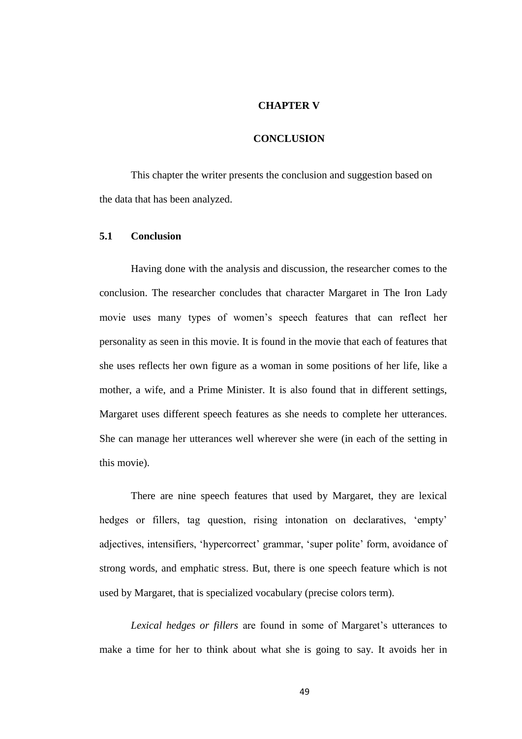# CHAPTER V

# CONCLUSION

This chapter the writer presents the conclusion and suggestion based on the data that has been analyzed.

## 5.1 Conclusion

Having done with the analysis and discussion, the researcher comes to the conclusion. The researcher concludes that character Margaret in The Iron Lady movie uses many types of women's speech features that can reflect her personality as seen in this movie. It is found in the movie that each of features that she uses reflects her own figure as a woman in some positions of her life, like a mother, a wife, and a Prime Minister. It is also found that in different settings, Margaret uses different speech features as she needs to complete her utterances. She can manage her utterances well wherever she were (in each of the setting in this movie).

There are nine speech features that used by Margaret, they are lexical hedges or fillers, tag question, rising intonation on declaratives, 'empty' adjectives, intensifiers, 'hypercorrect' grammar, 'super polite' form, avoidance of strong words, and emphatic stress. But, there is one speech feature which is not used by Margaret, that is specialized vocabulary (precise colors term).

*Lexical hedges or fillers* are found in some of Margaret's utterances to make a time for her to think about what she is going to say. It avoids her in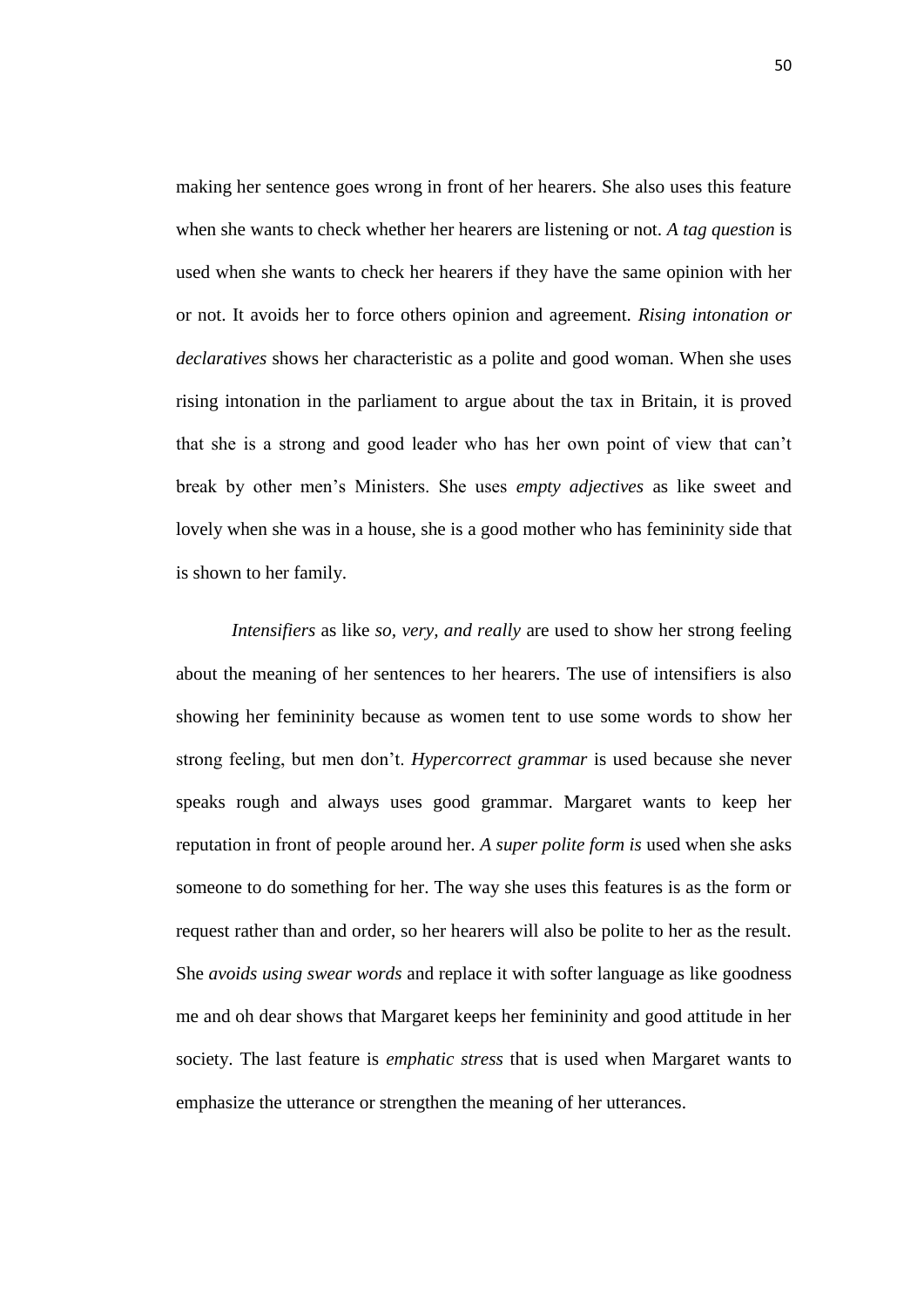making her sentence goes wrong in front of her hearers. She also uses this feature when she wants to check whether her hearers are listening or not. *A tag question* is used when she wants to check her hearers if they have the same opinion with her or not. It avoids her to force others opinion and agreement. *Rising intonation or declaratives* shows her characteristic as a polite and good woman. When she uses rising intonation in the parliament to argue about the tax in Britain, it is proved that she is a strong and good leader who has her own point of view that can't break by other men's Ministers. She uses *empty adjectives* as like sweet and lovely when she was in a house, she is a good mother who has femininity side that is shown to her family.

*Intensifiers* as like *so, very, and really* are used to show her strong feeling about the meaning of her sentences to her hearers. The use of intensifiers is also showing her femininity because as women tent to use some words to show her strong feeling, but men don't. *Hypercorrect grammar* is used because she never speaks rough and always uses good grammar. Margaret wants to keep her reputation in front of people around her. *A super polite form is* used when she asks someone to do something for her. The way she uses this features is as the form or request rather than and order, so her hearers will also be polite to her as the result. She *avoids using swear words* and replace it with softer language as like goodness me and oh dear shows that Margaret keeps her femininity and good attitude in her society. The last feature is *emphatic stress* that is used when Margaret wants to emphasize the utterance or strengthen the meaning of her utterances.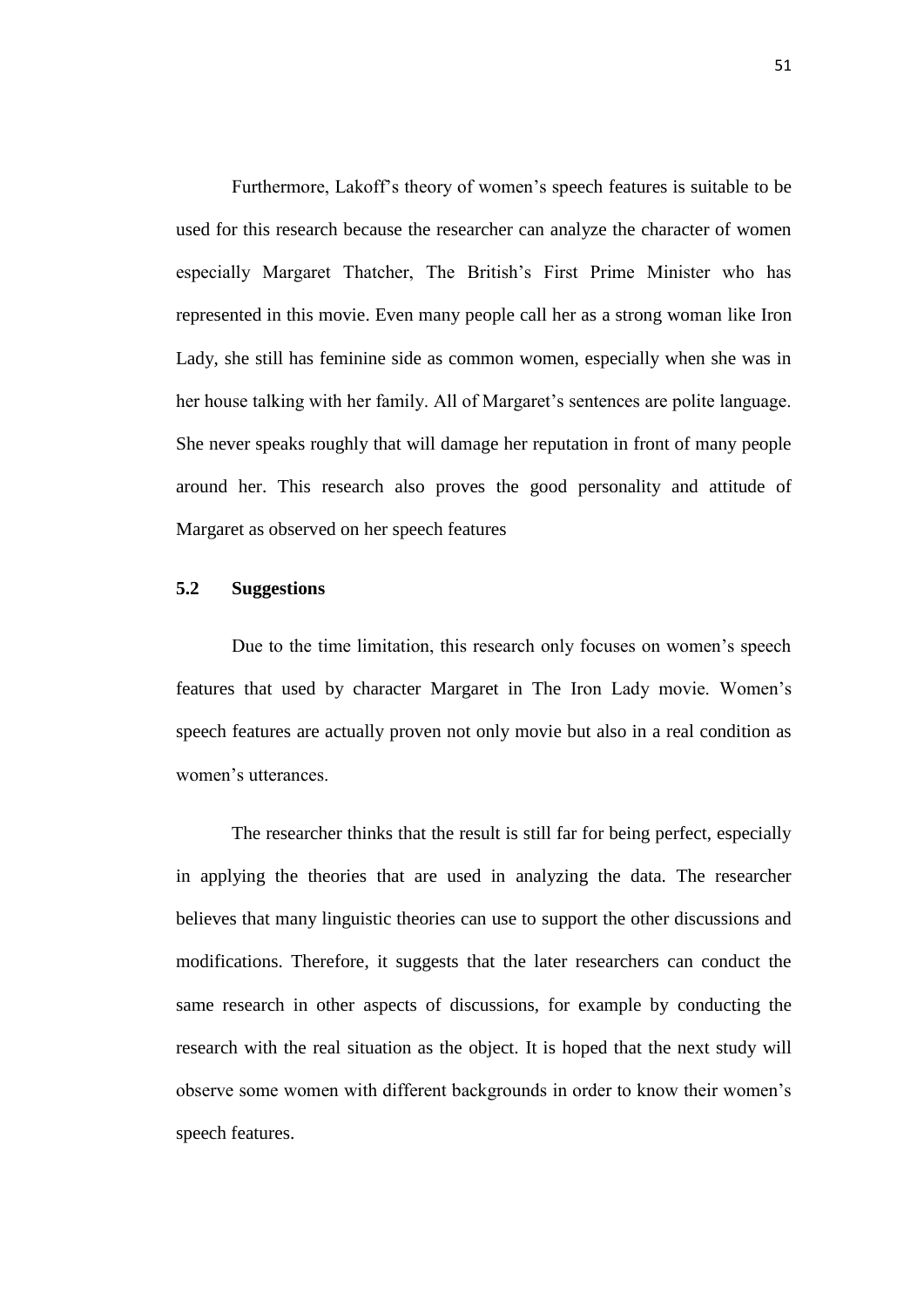Furthermore, Lakoff's theory of women's speech features is suitable to be used for this research because the researcher can analyze the character of women especially Margaret Thatcher, The British's First Prime Minister who has represented in this movie. Even many people call her as a strong woman like Iron Lady, she still has feminine side as common women, especially when she was in her house talking with her family. All of Margaret's sentences are polite language. She never speaks roughly that will damage her reputation in front of many people around her. This research also proves the good personality and attitude of Margaret as observed on her speech features

## 5.2 Suggestions

Due to the time limitation, this research only focuses on women's speech features that used by character Margaret in The Iron Lady movie. Women's speech features are actually proven not only movie but also in a real condition as women's utterances.

The researcher thinks that the result is still far for being perfect, especially in applying the theories that are used in analyzing the data. The researcher believes that many linguistic theories can use to support the other discussions and modifications. Therefore, it suggests that the later researchers can conduct the same research in other aspects of discussions, for example by conducting the research with the real situation as the object. It is hoped that the next study will observe some women with different backgrounds in order to know their women's speech features.